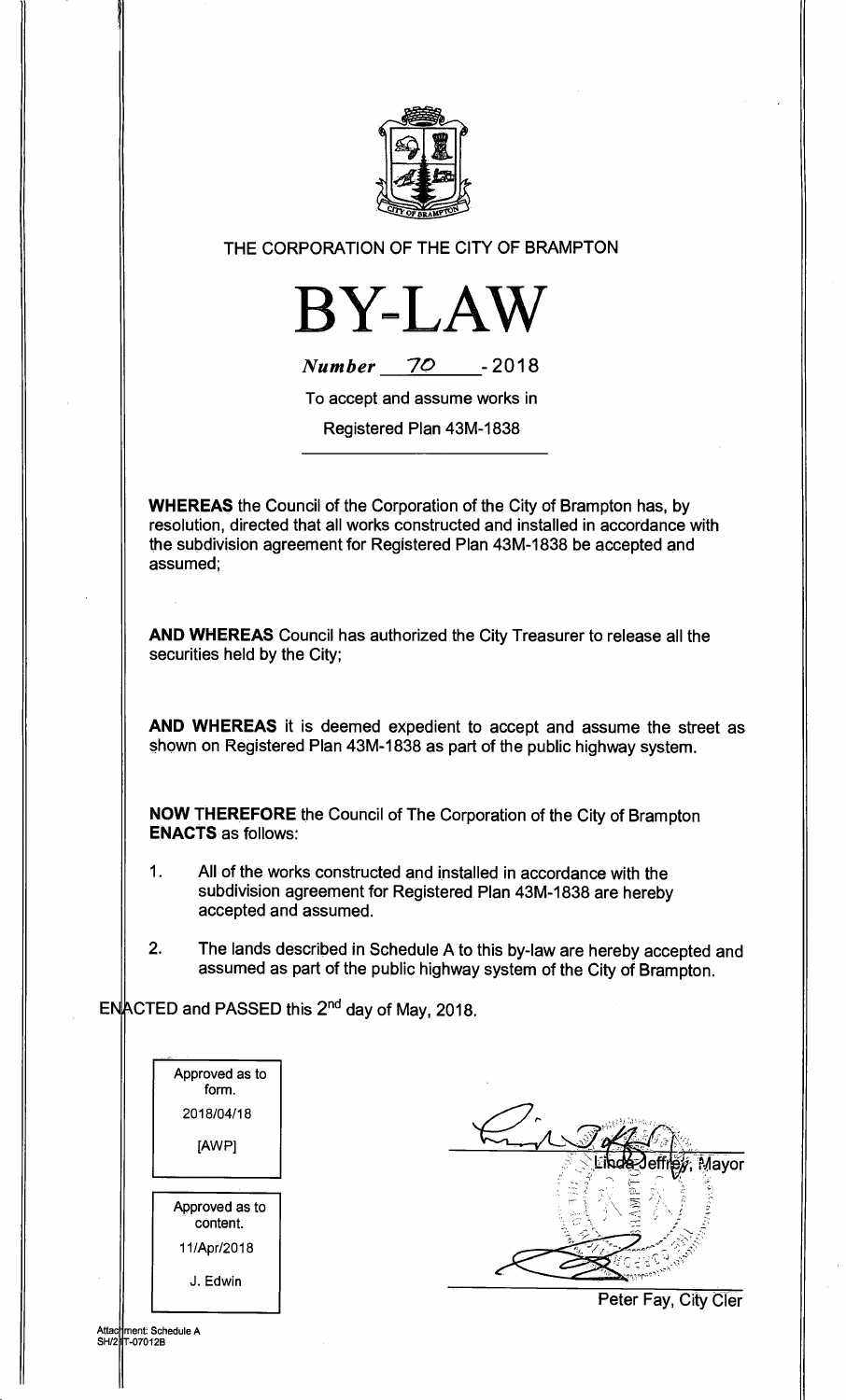THE CORPORATION OF THE CITY OF BRAMPTON

# BY-LAW

*Number* 70 - 2018

To accept and assume works in

Registered Plan 43M-1838

**WHEREAS** the Council of the Corporation of the City of Brampton has, by resolution, directed that all works constructed and installed in accordance with the subdivision agreement for Registered Plan 43M-1838 be accepted and assumed;

**AND WHEREAS** Council has authorized the City Treasurer to release all the securities held by the City;

**AND WHEREAS** it is deemed expedient to accept and assume the street as shown on Registered Plan 43M-1838 as part of the public highway system.

**NOW THEREFORE** the Council of The Corporation of the City of Brampton **ENACTS** as follows:

1. All of the works constructed and installed in accordance with the subdivision agreement for Registered Plan 43M-1838 are hereby accepted and assumed.

2. The lands described in Schedule A to this by-law are hereby accepted and assumed as part of the public highway system of the City of Brampton.

ENACTED and PASSED this 2nd day of May, 2018.

Approved as to form.
2018/04/18
[AWP]

Approved as to content.
11/Apr/2018
J. Edwin

Linda Jeffrey, Mayor

Peter Fay, City Clerk

Attachment: Schedule A
SH/2T-07012B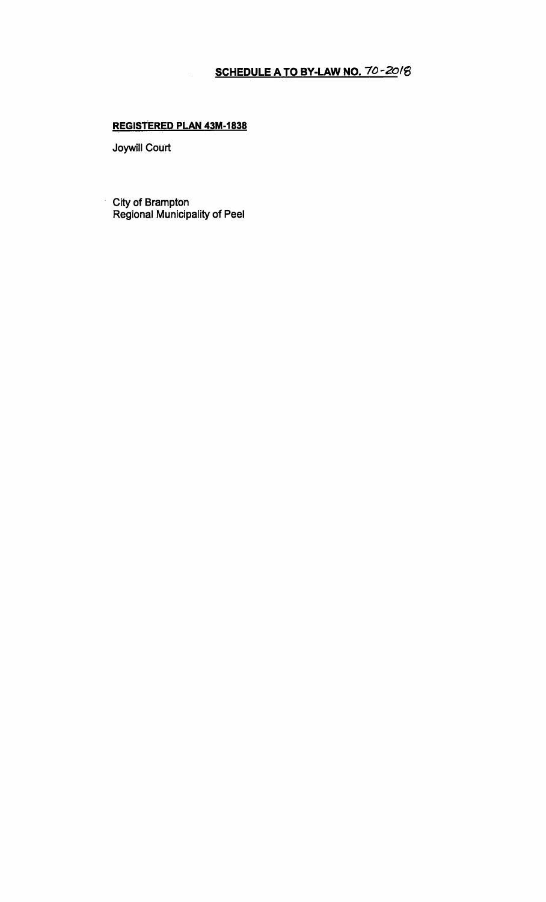# SCHEDULE A TO BY-LAW NO. 70-2018

**REGISTERED PLAN 43M-1838**

Joywill Court

City of Brampton
Regional Municipality of Peel